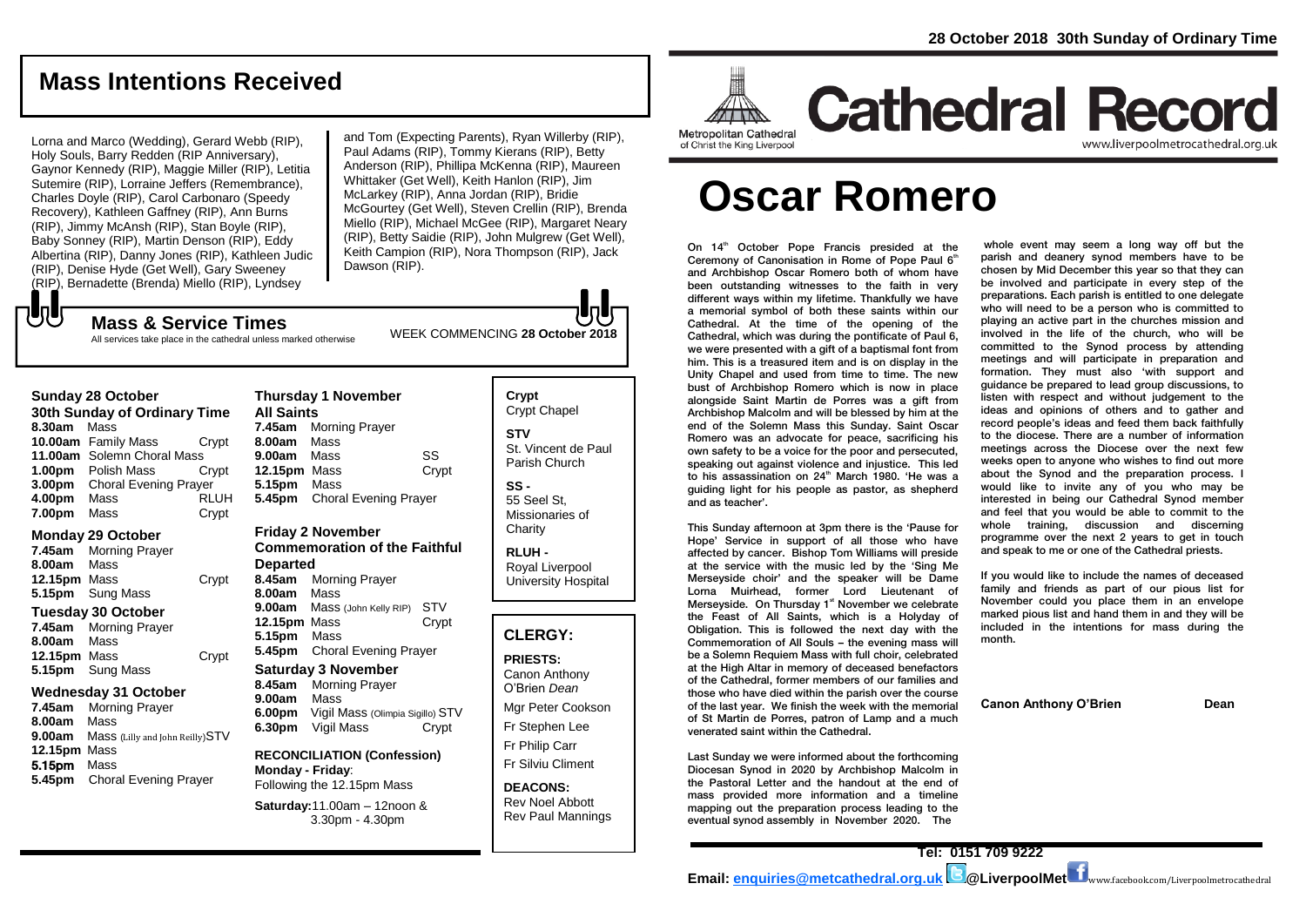28 October 2018 30th Sunday of Ordinary Time

# Cathedral Record

Metropolitan Cathedral of Christ the King Liverpool

www.liverpoolmetrocathedral.org.uk

# Oscar Romero

On 14th October Pope Francis presided at the Ceremony of Canonisation in Rome of Pope Paul 6th and Archbishop Oscar Romero both of whom have been outstanding witnesses to the faith in very different ways within my lifetime. Thankfully we have a memorial symbol of both these saints within our Cathedral. At the time of the opening of the Cathedral, which was during the pontificate of Paul 6, we were presented with a gift of a baptismal font from him. This is a treasured item and is on display in the Unity Chapel and used from time to time. The new bust of Archbishop Romero which is now in place alongside Saint Martin de Porres was a gift from Archbishop Malcolm and will be blessed by him at the end of the Solemn Mass this Sunday. Saint Oscar Romero was an advocate for peace, sacrificing his own safety to be a voice for the poor and persecuted, speaking out against violence and injustice. This led to his assassination on 24th March 1980. 'He was a guiding light for his people as pastor, as shepherd and as teacher'.

This Sunday afternoon at 3pm there is the 'Pause for Hope' Service in support of all those who have affected by cancer. Bishop Tom Williams will preside at the service with the music led by the 'Sing Me Merseyside choir' and the speaker will be Dame Lorna Muirhead, former Lord Lieutenant of Merseyside. On Thursday 1st November we celebrate the Feast of All Saints, which is a Holyday of Obligation. This is followed the next day with the Commemoration of All Souls – the evening mass will be a Solemn Requiem Mass with full choir, celebrated at the High Altar in memory of deceased benefactors of the Cathedral, former members of our families and those who have died within the parish over the course of the last year. We finish the week with the memorial of St Martin de Porres, patron of Lamp and a much venerated saint within the Cathedral.

Last Sunday we were informed about the forthcoming Diocesan Synod in 2020 by Archbishop Malcolm in the Pastoral Letter and the handout at the end of mass provided more information and a timeline mapping out the preparation process leading to the eventual synod assembly in November 2020. The whole event may seem a long way off but the parish and deanery synod members have to be chosen by Mid December this year so that they can be involved and participate in every step of the preparations. Each parish is entitled to one delegate who will need to be a person who is committed to playing an active part in the churches mission and involved in the life of the church, who will be committed to the Synod process by attending meetings and will participate in preparation and formation. They must also 'with support and guidance be prepared to lead group discussions, to listen with respect and without judgement to the ideas and opinions of others and to gather and record people's ideas and feed them back faithfully to the diocese. There are a number of information meetings across the Diocese over the next few weeks open to anyone who wishes to find out more about the Synod and the preparation process. I would like to invite any of you who may be interested in being our Cathedral Synod member and feel that you would be able to commit to the whole training, discussion and discerning programme over the next 2 years to get in touch and speak to me or one of the Cathedral priests.

If you would like to include the names of deceased family and friends as part of our pious list for November could you place them in an envelope marked pious list and hand them in and they will be included in the intentions for mass during the month.

**Canon Anthony O'Brien** **Dean**

## Mass Intentions Received

Lorna and Marco (Wedding), Gerard Webb (RIP), Holy Souls, Barry Redden (RIP Anniversary), Gaynor Kennedy (RIP), Maggie Miller (RIP), Letitia Sutemire (RIP), Lorraine Jeffers (Remembrance), Charles Doyle (RIP), Carol Carbonaro (Speedy Recovery), Kathleen Gaffney (RIP), Ann Burns (RIP), Jimmy McAnsh (RIP), Stan Boyle (RIP), Baby Sonney (RIP), Martin Denson (RIP), Eddy Albertina (RIP), Danny Jones (RIP), Kathleen Judic (RIP), Denise Hyde (Get Well), Gary Sweeney (RIP), Bernadette (Brenda) Miello (RIP), Lyndsey and Tom (Expecting Parents), Ryan Willerby (RIP), Paul Adams (RIP), Tommy Kierans (RIP), Betty Anderson (RIP), Phillipa McKenna (RIP), Maureen Whittaker (Get Well), Keith Hanlon (RIP), Jim McLarkey (RIP), Anna Jordan (RIP), Bridie McGourtey (Get Well), Steven Crellin (RIP), Brenda Miello (RIP), Michael McGee (RIP), Margaret Neary (RIP), Betty Saidie (RIP), John Mulgrew (Get Well), Keith Campion (RIP), Nora Thompson (RIP), Jack Dawson (RIP).

## Mass & Service Times

All services take place in the cathedral unless marked otherwise

WEEK COMMENCING **28 October 2018**

### Sunday 28 October
**30th Sunday of Ordinary Time**

| | | |
|---|---|---|
| **8.30am** | Mass | |
| **10.00am** | Family Mass | Crypt |
| **11.00am** | Solemn Choral Mass | |
| **1.00pm** | Polish Mass | Crypt |
| **3.00pm** | Choral Evening Prayer | |
| **4.00pm** | Mass | RLUH |
| **7.00pm** | Mass | Crypt |

### Monday 29 October

| | | |
|---|---|---|
| **7.45am** | Morning Prayer | |
| **8.00am** | Mass | |
| **12.15pm** | Mass | Crypt |
| **5.15pm** | Sung Mass | |

### Tuesday 30 October

| | | |
|---|---|---|
| **7.45am** | Morning Prayer | |
| **8.00am** | Mass | |
| **12.15pm** | Mass | Crypt |
| **5.15pm** | Sung Mass | |

### Wednesday 31 October

| | | |
|---|---|---|
| **7.45am** | Morning Prayer | |
| **8.00am** | Mass | |
| **9.00am** | Mass (Lilly and John Reilly) | STV |
| **12.15pm** | Mass | |
| **5.15pm** | Mass | |
| **5.45pm** | Choral Evening Prayer | |

### Thursday 1 November
**All Saints**

| | | |
|---|---|---|
| **7.45am** | Morning Prayer | |
| **8.00am** | Mass | |
| **9.00am** | Mass | SS |
| **12.15pm** | Mass | Crypt |
| **5.15pm** | Mass | |
| **5.45pm** | Choral Evening Prayer | |

### Friday 2 November
**Commemoration of the Faithful Departed**

| | | |
|---|---|---|
| **8.45am** | Morning Prayer | |
| **8.00am** | Mass | |
| **9.00am** | Mass (John Kelly RIP) | STV |
| **12.15pm** | Mass | Crypt |
| **5.15pm** | Mass | |
| **5.45pm** | Choral Evening Prayer | |

### Saturday 3 November

| | | |
|---|---|---|
| **8.45am** | Morning Prayer | |
| **9.00am** | Mass | |
| **6.00pm** | Vigil Mass (Olimpia Sigillo) | STV |
| **6.30pm** | Vigil Mass | Crypt |

**RECONCILIATION (Confession)**
**Monday - Friday**: Following the 12.15pm Mass
**Saturday:** 11.00am – 12noon & 3.30pm - 4.30pm

**Crypt**
Crypt Chapel

**STV**
St. Vincent de Paul Parish Church

**SS -**
55 Seel St, Missionaries of Charity

**RLUH -**
Royal Liverpool University Hospital

## CLERGY:

**PRIESTS:**
Canon Anthony O'Brien *Dean*
Mgr Peter Cookson
Fr Stephen Lee
Fr Philip Carr
Fr Silviu Climent

**DEACONS:**
Rev Noel Abbott
Rev Paul Mannings

**Tel: 0151 709 9222**
**Email: enquiries@metcathedral.org.uk** @LiverpoolMet www.facebook.com/Liverpoolmetrocathedral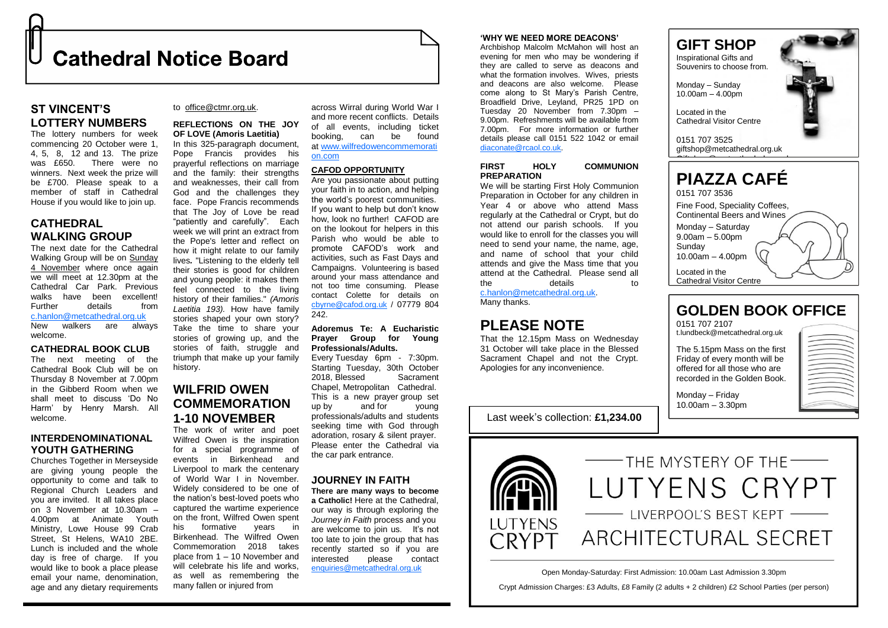# Cathedral Notice Board

## ST VINCENT'S LOTTERY NUMBERS

The lottery numbers for week commencing 20 October were 1, 4, 5, 8, 12 and 13. The prize was £650. There were no winners. Next week the prize will be £700. Please speak to a member of staff in Cathedral House if you would like to join up.

## CATHEDRAL WALKING GROUP

The next date for the Cathedral Walking Group will be on Sunday 4 November where once again we will meet at 12.30pm at the Cathedral Car Park. Previous walks have been excellent! Further details from c.hanlon@metcathedral.org.uk New walkers are always welcome.

### CATHEDRAL BOOK CLUB

The next meeting of the Cathedral Book Club will be on Thursday 8 November at 7.00pm in the Gibberd Room when we shall meet to discuss 'Do No Harm' by Henry Marsh. All welcome.

### INTERDENOMINATIONAL YOUTH GATHERING

Churches Together in Merseyside are giving young people the opportunity to come and talk to Regional Church Leaders and you are invited. It all takes place on 3 November at 10.30am – 4.00pm at Animate Youth Ministry, Lowe House 99 Crab Street, St Helens, WA10 2BE. Lunch is included and the whole day is free of charge. If you would like to book a place please email your name, denomination, age and any dietary requirements to office@ctmr.org.uk.

### REFLECTIONS ON THE JOY OF LOVE (Amoris Laetitia)

In this 325-paragraph document, Pope Francis provides his prayerful reflections on marriage and the family: their strengths and weaknesses, their call from God and the challenges they face. Pope Francis recommends that The Joy of Love be read "patiently and carefully". Each week we will print an extract from the Pope's letter and reflect on how it might relate to our family lives. "Listening to the elderly tell their stories is good for children and young people: it makes them feel connected to the living history of their families." *(Amoris Laetitia 193).* How have family stories shaped your own story? Take the time to share your stories of growing up, and the stories of faith, struggle and triumph that make up your family history.

## WILFRID OWEN COMMEMORATION 1-10 NOVEMBER

The work of writer and poet Wilfred Owen is the inspiration for a special programme of events in Birkenhead and Liverpool to mark the centenary of World War I in November. Widely considered to be one of the nation's best-loved poets who captured the wartime experience on the front, Wilfred Owen spent his formative years in Birkenhead. The Wilfred Owen Commemoration 2018 takes place from 1 – 10 November and will celebrate his life and works, as well as remembering the many fallen or injured from across Wirral during World War I and more recent conflicts. Details of all events, including ticket booking, can be found at www.wilfredowencommemoration.com

### CAFOD OPPORTUNITY

Are you passionate about putting your faith in to action, and helping the world's poorest communities. If you want to help but don't know how, look no further! CAFOD are on the lookout for helpers in this Parish who would be able to promote CAFOD's work and activities, such as Fast Days and Campaigns. Volunteering is based around your mass attendance and not too time consuming. Please contact Colette for details on cbyrne@cafod.org.uk / 07779 804 242.

### Adoremus Te: A Eucharistic Prayer Group for Young Professionals/Adults.

Every Tuesday 6pm - 7:30pm. Starting Tuesday, 30th October 2018, Blessed Sacrament Chapel, Metropolitan Cathedral. This is a new prayer group set up by and for young professionals/adults and students seeking time with God through adoration, rosary & silent prayer. Please enter the Cathedral via the car park entrance.

### JOURNEY IN FAITH

**There are many ways to become a Catholic!** Here at the Cathedral, our way is through exploring the *Journey in Faith* process and you are welcome to join us. It's not too late to join the group that has recently started so if you are interested please contact enquiries@metcathedral.org.uk

### 'WHY WE NEED MORE DEACONS'

Archbishop Malcolm McMahon will host an evening for men who may be wondering if they are called to serve as deacons and what the formation involves. Wives, priests and deacons are also welcome. Please come along to St Mary's Parish Centre, Broadfield Drive, Leyland, PR25 1PD on Tuesday 20 November from 7.30pm – 9.00pm. Refreshments will be available from 7.00pm. For more information or further details please call 0151 522 1042 or email diaconate@rcaol.co.uk.

### FIRST HOLY COMMUNION PREPARATION

We will be starting First Holy Communion Preparation in October for any children in Year 4 or above who attend Mass regularly at the Cathedral or Crypt, but do not attend our parish schools. If you would like to enroll for the classes you will need to send your name, the name, age, and name of school that your child attends and give the Mass time that you attend at the Cathedral. Please send all the details to c.hanlon@metcathedral.org.uk.
Many thanks.

## PLEASE NOTE

That the 12.15pm Mass on Wednesday 31 October will take place in the Blessed Sacrament Chapel and not the Crypt. Apologies for any inconvenience.

Last week's collection: **£1,234.00**

## GIFT SHOP

Inspirational Gifts and Souvenirs to choose from.

Monday – Sunday
10.00am – 4.00pm

Located in the Cathedral Visitor Centre

0151 707 3525
giftshop@metcathedral.org.uk

## PIAZZA CAFÉ

0151 707 3536

Fine Food, Speciality Coffees, Continental Beers and Wines

Monday – Saturday
9.00am – 5.00pm
Sunday
10.00am – 4.00pm

Located in the Cathedral Visitor Centre

## GOLDEN BOOK OFFICE

0151 707 2107
t.lundbeck@metcathedral.org.uk

The 5.15pm Mass on the first Friday of every month will be offered for all those who are recorded in the Golden Book.

Monday – Friday
10.00am – 3.30pm

## THE MYSTERY OF THE LUTYENS CRYPT

LIVERPOOL'S BEST KEPT ARCHITECTURAL SECRET

LUTYENS CRYPT

Open Monday-Saturday: First Admission: 10.00am Last Admission 3.30pm

Crypt Admission Charges: £3 Adults, £8 Family (2 adults + 2 children) £2 School Parties (per person)